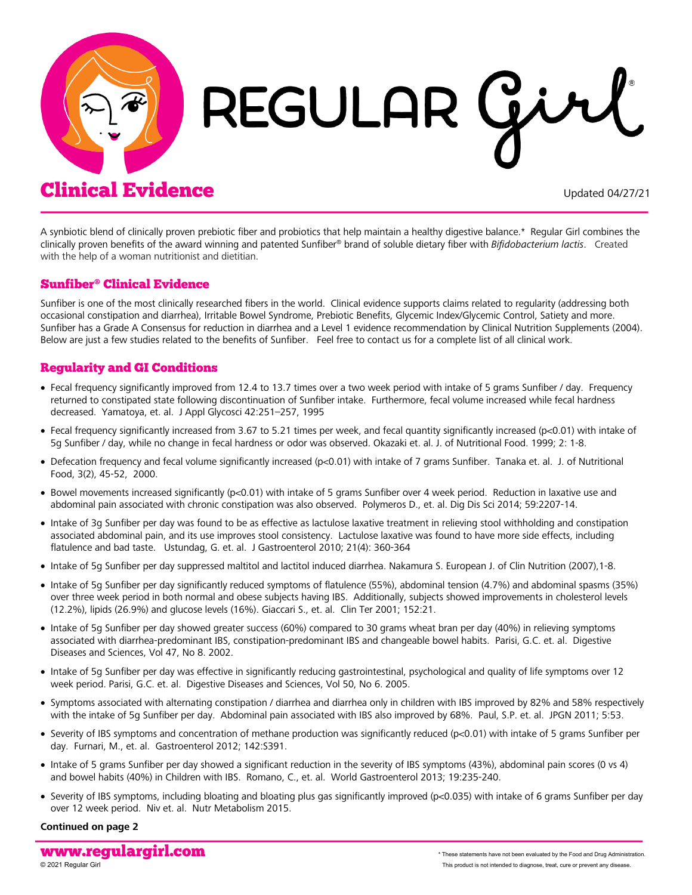# REGULAR Girl®

## Clinical Evidence

Updated 04/27/21

A synbiotic blend of clinically proven prebiotic fiber and probiotics that help maintain a healthy digestive balance.* Regular Girl combines the clinically proven benefits of the award winning and patented Sunfiber® brand of soluble dietary fiber with *Bifidobacterium lactis*. Created with the help of a woman nutritionist and dietitian.

### Sunfiber® Clinical Evidence

Sunfiber is one of the most clinically researched fibers in the world. Clinical evidence supports claims related to regularity (addressing both occasional constipation and diarrhea), Irritable Bowel Syndrome, Prebiotic Benefits, Glycemic Index/Glycemic Control, Satiety and more. Sunfiber has a Grade A Consensus for reduction in diarrhea and a Level 1 evidence recommendation by Clinical Nutrition Supplements (2004). Below are just a few studies related to the benefits of Sunfiber. Feel free to contact us for a complete list of all clinical work.

### Regularity and GI Conditions

- Fecal frequency significantly improved from 12.4 to 13.7 times over a two week period with intake of 5 grams Sunfiber / day. Frequency returned to constipated state following discontinuation of Sunfiber intake. Furthermore, fecal volume increased while fecal hardness decreased. Yamatoya, et. al. J Appl Glycosci 42:251–257, 1995
- Fecal frequency significantly increased from 3.67 to 5.21 times per week, and fecal quantity significantly increased ($p<0.01$) with intake of 5g Sunfiber / day, while no change in fecal hardness or odor was observed. Okazaki et. al. J. of Nutritional Food. 1999; 2: 1-8.
- Defecation frequency and fecal volume significantly increased ($p<0.01$) with intake of 7 grams Sunfiber. Tanaka et. al. J. of Nutritional Food, 3(2), 45-52, 2000.
- Bowel movements increased significantly ($p<0.01$) with intake of 5 grams Sunfiber over 4 week period. Reduction in laxative use and abdominal pain associated with chronic constipation was also observed. Polymeros D., et. al. Dig Dis Sci 2014; 59:2207-14.
- Intake of 3g Sunfiber per day was found to be as effective as lactulose laxative treatment in relieving stool withholding and constipation associated abdominal pain, and its use improves stool consistency. Lactulose laxative was found to have more side effects, including flatulence and bad taste. Ustundag, G. et. al. J Gastroenterol 2010; 21(4): 360-364
- Intake of 5g Sunfiber per day suppressed maltitol and lactitol induced diarrhea. Nakamura S. European J. of Clin Nutrition (2007),1-8.
- Intake of 5g Sunfiber per day significantly reduced symptoms of flatulence (55%), abdominal tension (4.7%) and abdominal spasms (35%) over three week period in both normal and obese subjects having IBS. Additionally, subjects showed improvements in cholesterol levels (12.2%), lipids (26.9%) and glucose levels (16%). Giaccari S., et. al. Clin Ter 2001; 152:21.
- Intake of 5g Sunfiber per day showed greater success (60%) compared to 30 grams wheat bran per day (40%) in relieving symptoms associated with diarrhea-predominant IBS, constipation-predominant IBS and changeable bowel habits. Parisi, G.C. et. al. Digestive Diseases and Sciences, Vol 47, No 8. 2002.
- Intake of 5g Sunfiber per day was effective in significantly reducing gastrointestinal, psychological and quality of life symptoms over 12 week period. Parisi, G.C. et. al. Digestive Diseases and Sciences, Vol 50, No 6. 2005.
- Symptoms associated with alternating constipation / diarrhea and diarrhea only in children with IBS improved by 82% and 58% respectively with the intake of 5g Sunfiber per day. Abdominal pain associated with IBS also improved by 68%. Paul, S.P. et. al. JPGN 2011; 5:53.
- Severity of IBS symptoms and concentration of methane production was significantly reduced ($p<0.01$) with intake of 5 grams Sunfiber per day. Furnari, M., et. al. Gastroenterol 2012; 142:S391.
- Intake of 5 grams Sunfiber per day showed a significant reduction in the severity of IBS symptoms (43%), abdominal pain scores (0 vs 4) and bowel habits (40%) in Children with IBS. Romano, C., et. al. World Gastroenterol 2013; 19:235-240.
- Severity of IBS symptoms, including bloating and bloating plus gas significantly improved ($p<0.035$) with intake of 6 grams Sunfiber per day over 12 week period. Niv et. al. Nutr Metabolism 2015.

**Continued on page 2**

www.regulargirl.com

© 2021 Regular Girl

\* These statements have not been evaluated by the Food and Drug Administration. This product is not intended to diagnose, treat, cure or prevent any disease.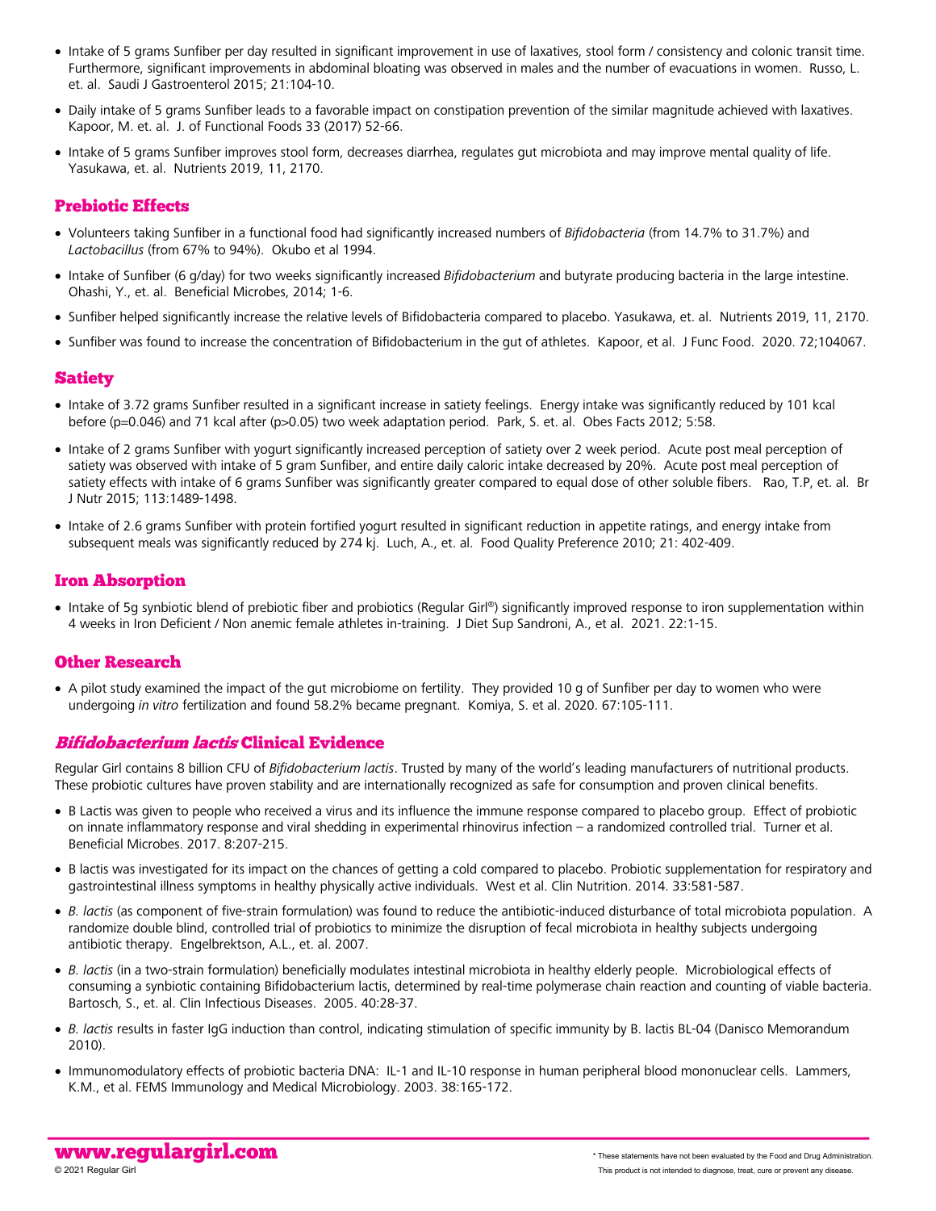- Intake of 5 grams Sunfiber per day resulted in significant improvement in use of laxatives, stool form / consistency and colonic transit time. Furthermore, significant improvements in abdominal bloating was observed in males and the number of evacuations in women. Russo, L. et. al. Saudi J Gastroenterol 2015; 21:104-10.
- Daily intake of 5 grams Sunfiber leads to a favorable impact on constipation prevention of the similar magnitude achieved with laxatives. Kapoor, M. et. al. J. of Functional Foods 33 (2017) 52-66.
- Intake of 5 grams Sunfiber improves stool form, decreases diarrhea, regulates gut microbiota and may improve mental quality of life. Yasukawa, et. al. Nutrients 2019, 11, 2170.

## Prebiotic Effects

- Volunteers taking Sunfiber in a functional food had significantly increased numbers of *Bifidobacteria* (from 14.7% to 31.7%) and *Lactobacillus* (from 67% to 94%). Okubo et al 1994.
- Intake of Sunfiber (6 g/day) for two weeks significantly increased *Bifidobacterium* and butyrate producing bacteria in the large intestine. Ohashi, Y., et. al. Beneficial Microbes, 2014; 1-6.
- Sunfiber helped significantly increase the relative levels of Bifidobacteria compared to placebo. Yasukawa, et. al. Nutrients 2019, 11, 2170.
- Sunfiber was found to increase the concentration of Bifidobacterium in the gut of athletes. Kapoor, et al. J Func Food. 2020. 72;104067.

## Satiety

- Intake of 3.72 grams Sunfiber resulted in a significant increase in satiety feelings. Energy intake was significantly reduced by 101 kcal before ($p=0.046$) and 71 kcal after ($p>0.05$) two week adaptation period. Park, S. et. al. Obes Facts 2012; 5:58.
- Intake of 2 grams Sunfiber with yogurt significantly increased perception of satiety over 2 week period. Acute post meal perception of satiety was observed with intake of 5 gram Sunfiber, and entire daily caloric intake decreased by 20%. Acute post meal perception of satiety effects with intake of 6 grams Sunfiber was significantly greater compared to equal dose of other soluble fibers. Rao, T.P, et. al. Br J Nutr 2015; 113:1489-1498.
- Intake of 2.6 grams Sunfiber with protein fortified yogurt resulted in significant reduction in appetite ratings, and energy intake from subsequent meals was significantly reduced by 274 kj. Luch, A., et. al. Food Quality Preference 2010; 21: 402-409.

## Iron Absorption

- Intake of 5g synbiotic blend of prebiotic fiber and probiotics (Regular Girl®) significantly improved response to iron supplementation within 4 weeks in Iron Deficient / Non anemic female athletes in-training. J Diet Sup Sandroni, A., et al. 2021. 22:1-15.

## Other Research

- A pilot study examined the impact of the gut microbiome on fertility. They provided 10 g of Sunfiber per day to women who were undergoing *in vitro* fertilization and found 58.2% became pregnant. Komiya, S. et al. 2020. 67:105-111.

## *Bifidobacterium lactis* Clinical Evidence

Regular Girl contains 8 billion CFU of *Bifidobacterium lactis*. Trusted by many of the world's leading manufacturers of nutritional products. These probiotic cultures have proven stability and are internationally recognized as safe for consumption and proven clinical benefits.

- B Lactis was given to people who received a virus and its influence the immune response compared to placebo group. Effect of probiotic on innate inflammatory response and viral shedding in experimental rhinovirus infection – a randomized controlled trial. Turner et al. Beneficial Microbes. 2017. 8:207-215.
- B lactis was investigated for its impact on the chances of getting a cold compared to placebo. Probiotic supplementation for respiratory and gastrointestinal illness symptoms in healthy physically active individuals. West et al. Clin Nutrition. 2014. 33:581-587.
- *B. lactis* (as component of five-strain formulation) was found to reduce the antibiotic-induced disturbance of total microbiota population. A randomize double blind, controlled trial of probiotics to minimize the disruption of fecal microbiota in healthy subjects undergoing antibiotic therapy. Engelbrektson, A.L., et. al. 2007.
- *B. lactis* (in a two-strain formulation) beneficially modulates intestinal microbiota in healthy elderly people. Microbiological effects of consuming a synbiotic containing Bifidobacterium lactis, determined by real-time polymerase chain reaction and counting of viable bacteria. Bartosch, S., et. al. Clin Infectious Diseases. 2005. 40:28-37.
- *B. lactis* results in faster IgG induction than control, indicating stimulation of specific immunity by B. lactis BL-04 (Danisco Memorandum 2010).
- Immunomodulatory effects of probiotic bacteria DNA: IL-1 and IL-10 response in human peripheral blood mononuclear cells. Lammers, K.M., et al. FEMS Immunology and Medical Microbiology. 2003. 38:165-172.

**www.regulargirl.com**

© 2021 Regular Girl

\* These statements have not been evaluated by the Food and Drug Administration. This product is not intended to diagnose, treat, cure or prevent any disease.